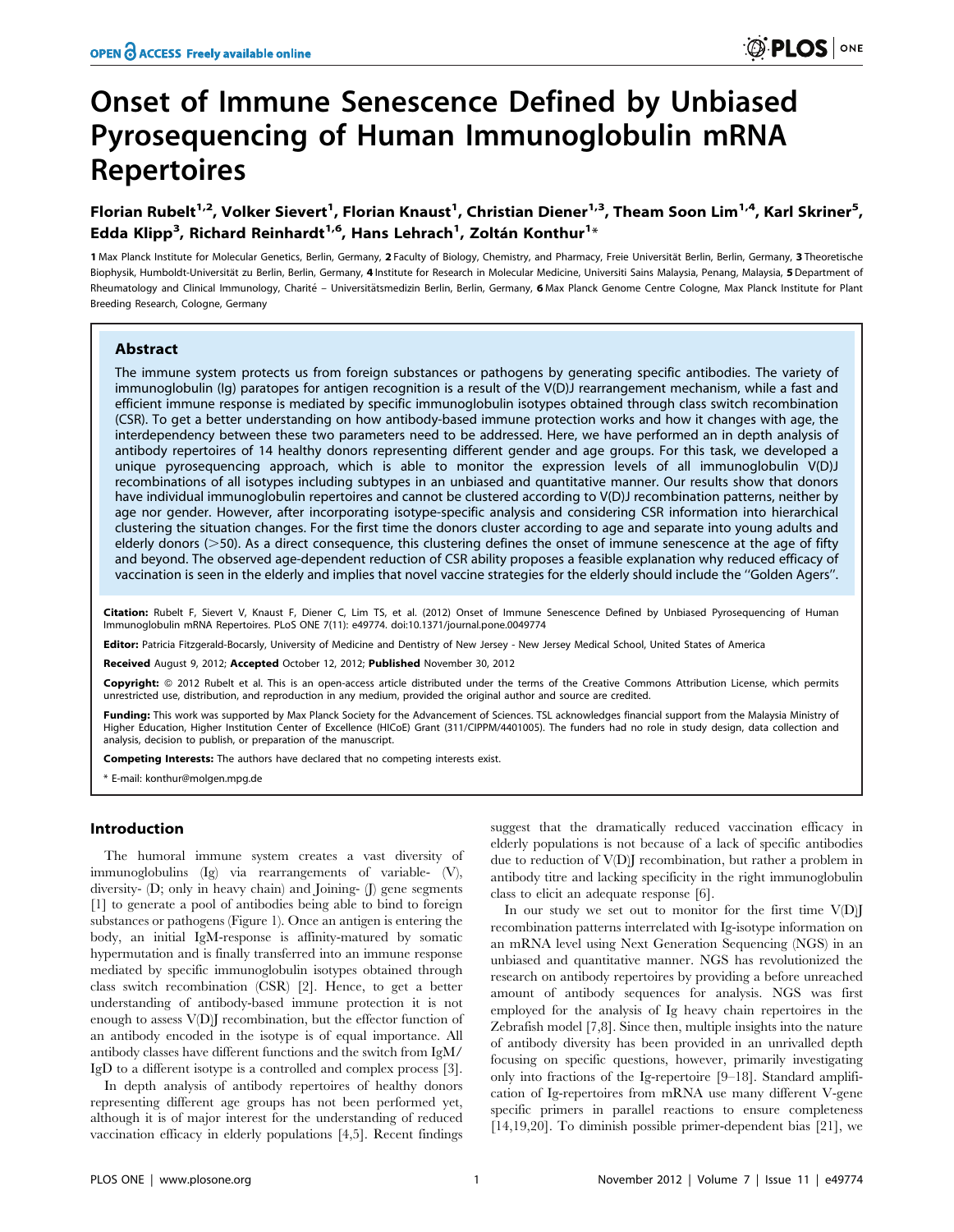# Onset of Immune Senescence Defined by Unbiased Pyrosequencing of Human Immunoglobulin mRNA Repertoires

**Florian Rubelt[1,2], Volker Sievert[1], Florian Knaust[1], Christian Diener[1,3], Theam Soon Lim[1,4], Karl Skriner[5], Edda Klipp[3], Richard Reinhardt[1,6], Hans Lehrach[1], Zoltán Konthur[1]***

1 Max Planck Institute for Molecular Genetics, Berlin, Germany, 2 Faculty of Biology, Chemistry, and Pharmacy, Freie Universität Berlin, Berlin, Germany, 3 Theoretische Biophysik, Humboldt-Universität zu Berlin, Berlin, Germany, 4 Institute for Research in Molecular Medicine, Universiti Sains Malaysia, Penang, Malaysia, 5 Department of Rheumatology and Clinical Immunology, Charité – Universitätsmedizin Berlin, Berlin, Germany, 6 Max Planck Genome Centre Cologne, Max Planck Institute for Plant Breeding Research, Cologne, Germany

## Abstract

The immune system protects us from foreign substances or pathogens by generating specific antibodies. The variety of immunoglobulin (Ig) paratopes for antigen recognition is a result of the V(D)J rearrangement mechanism, while a fast and efficient immune response is mediated by specific immunoglobulin isotypes obtained through class switch recombination (CSR). To get a better understanding on how antibody-based immune protection works and how it changes with age, the interdependency between these two parameters need to be addressed. Here, we have performed an in depth analysis of antibody repertoires of 14 healthy donors representing different gender and age groups. For this task, we developed a unique pyrosequencing approach, which is able to monitor the expression levels of all immunoglobulin V(D)J recombinations of all isotypes including subtypes in an unbiased and quantitative manner. Our results show that donors have individual immunoglobulin repertoires and cannot be clustered according to V(D)J recombination patterns, neither by age nor gender. However, after incorporating isotype-specific analysis and considering CSR information into hierarchical clustering the situation changes. For the first time the donors cluster according to age and separate into young adults and elderly donors (>50). As a direct consequence, this clustering defines the onset of immune senescence at the age of fifty and beyond. The observed age-dependent reduction of CSR ability proposes a feasible explanation why reduced efficacy of vaccination is seen in the elderly and implies that novel vaccine strategies for the elderly should include the ''Golden Agers''.

**Citation:** Rubelt F, Sievert V, Knaust F, Diener C, Lim TS, et al. (2012) Onset of Immune Senescence Defined by Unbiased Pyrosequencing of Human Immunoglobulin mRNA Repertoires. PLoS ONE 7(11): e49774. doi:10.1371/journal.pone.0049774

**Editor:** Patricia Fitzgerald-Bocarsly, University of Medicine and Dentistry of New Jersey - New Jersey Medical School, United States of America

**Received** August 9, 2012; **Accepted** October 12, 2012; **Published** November 30, 2012

**Copyright:** © 2012 Rubelt et al. This is an open-access article distributed under the terms of the Creative Commons Attribution License, which permits unrestricted use, distribution, and reproduction in any medium, provided the original author and source are credited.

**Funding:** This work was supported by Max Planck Society for the Advancement of Sciences. TSL acknowledges financial support from the Malaysia Ministry of Higher Education, Higher Institution Center of Excellence (HICoE) Grant (311/CIPPM/4401005). The funders had no role in study design, data collection and analysis, decision to publish, or preparation of the manuscript.

**Competing Interests:** The authors have declared that no competing interests exist.

* E-mail: konthur@molgen.mpg.de

## Introduction

The humoral immune system creates a vast diversity of immunoglobulins (Ig) via rearrangements of variable- (V), diversity- (D; only in heavy chain) and Joining- (J) gene segments [1] to generate a pool of antibodies being able to bind to foreign substances or pathogens (Figure 1). Once an antigen is entering the body, an initial IgM-response is affinity-matured by somatic hypermutation and is finally transferred into an immune response mediated by specific immunoglobulin isotypes obtained through class switch recombination (CSR) [2]. Hence, to get a better understanding of antibody-based immune protection it is not enough to assess V(D)J recombination, but the effector function of an antibody encoded in the isotype is of equal importance. All antibody classes have different functions and the switch from IgM/IgD to a different isotype is a controlled and complex process [3].

In depth analysis of antibody repertoires of healthy donors representing different age groups has not been performed yet, although it is of major interest for the understanding of reduced vaccination efficacy in elderly populations [4,5]. Recent findings suggest that the dramatically reduced vaccination efficacy in elderly populations is not because of a lack of specific antibodies due to reduction of V(D)J recombination, but rather a problem in antibody titre and lacking specificity in the right immunoglobulin class to elicit an adequate response [6].

In our study we set out to monitor for the first time V(D)J recombination patterns interrelated with Ig-isotype information on an mRNA level using Next Generation Sequencing (NGS) in an unbiased and quantitative manner. NGS has revolutionized the research on antibody repertoires by providing a before unreached amount of antibody sequences for analysis. NGS was first employed for the analysis of Ig heavy chain repertoires in the Zebrafish model [7,8]. Since then, multiple insights into the nature of antibody diversity has been provided in an unrivalled depth focusing on specific questions, however, primarily investigating only into fractions of the Ig-repertoire [9–18]. Standard amplification of Ig-repertoires from mRNA use many different V-gene specific primers in parallel reactions to ensure completeness [14,19,20]. To diminish possible primer-dependent bias [21], we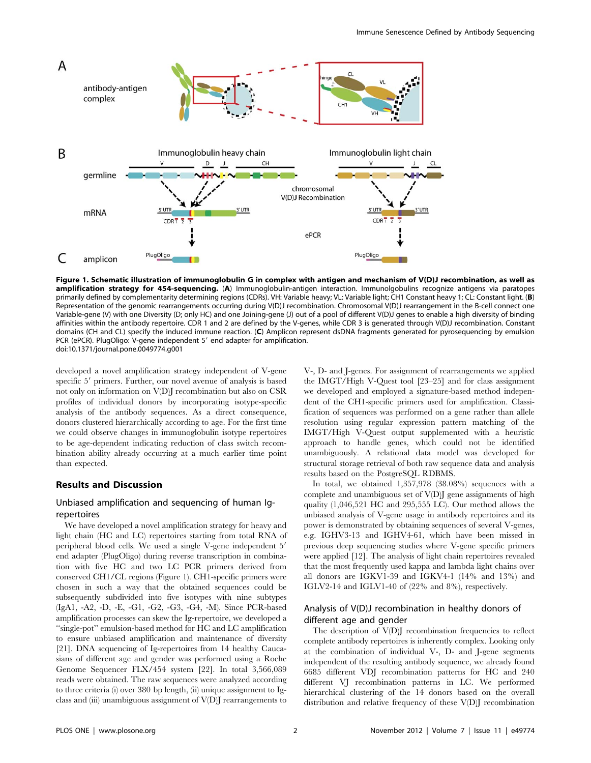**Figure 1. Schematic illustration of immunoglobulin G in complex with antigen and mechanism of V(D)J recombination, as well as amplification strategy for 454-sequencing.** (**A**) Immunoglobulin-antigen interaction. Immunolgobulins recognize antigens via paratopes primarily defined by complementarity determining regions (CDRs). VH: Variable heavy; VL: Variable light; CH1 Constant heavy 1; CL: Constant light. (**B**) Representation of the genomic rearrangements occurring during V(D)J recombination. Chromosomal V(D)J rearrangement in the B-cell connect one Variable-gene (V) with one Diversity (D; only HC) and one Joining-gene (J) out of a pool of different V(D)J genes to enable a high diversity of binding affinities within the antibody repertoire. CDR 1 and 2 are defined by the V-genes, while CDR 3 is generated through V(D)J recombination. Constant domains (CH and CL) specify the induced immune reaction. (**C**) Amplicon represent dsDNA fragments generated for pyrosequencing by emulsion PCR (ePCR). PlugOligo: V-gene independent 5′ end adapter for amplification.
doi:10.1371/journal.pone.0049774.g001

developed a novel amplification strategy independent of V-gene specific 5′ primers. Further, our novel avenue of analysis is based not only on information on V(D)J recombination but also on CSR profiles of individual donors by incorporating isotype-specific analysis of the antibody sequences. As a direct consequence, donors clustered hierarchically according to age. For the first time we could observe changes in immunoglobulin isotype repertoires to be age-dependent indicating reduction of class switch recombination ability already occurring at a much earlier time point than expected.

## Results and Discussion

### Unbiased amplification and sequencing of human Ig-repertoires

We have developed a novel amplification strategy for heavy and light chain (HC and LC) repertoires starting from total RNA of peripheral blood cells. We used a single V-gene independent 5′ end adapter (PlugOligo) during reverse transcription in combination with five HC and two LC PCR primers derived from conserved CH1/CL regions (Figure 1). CH1-specific primers were chosen in such a way that the obtained sequences could be subsequently subdivided into five isotypes with nine subtypes (IgA1, -A2, -D, -E, -G1, -G2, -G3, -G4, -M). Since PCR-based amplification processes can skew the Ig-repertoire, we developed a "single-pot" emulsion-based method for HC and LC amplification to ensure unbiased amplification and maintenance of diversity [21]. DNA sequencing of Ig-repertoires from 14 healthy Caucasians of different age and gender was performed using a Roche Genome Sequencer FLX/454 system [22]. In total 3,566,089 reads were obtained. The raw sequences were analyzed according to three criteria (i) over 380 bp length, (ii) unique assignment to Ig-class and (iii) unambiguous assignment of V(D)J rearrangements to V-, D- and J-genes. For assignment of rearrangements we applied the IMGT/High V-Quest tool [23–25] and for class assignment we developed and employed a signature-based method independent of the CH1-specific primers used for amplification. Classification of sequences was performed on a gene rather than allele resolution using regular expression pattern matching of the IMGT/High V-Quest output supplemented with a heuristic approach to handle genes, which could not be identified unambiguously. A relational data model was developed for structural storage retrieval of both raw sequence data and analysis results based on the PostgreSQL RDBMS.

In total, we obtained 1,357,978 (38.08%) sequences with a complete and unambiguous set of V(D)J gene assignments of high quality (1,046,521 HC and 295,555 LC). Our method allows the unbiased analysis of V-gene usage in antibody repertoires and its power is demonstrated by obtaining sequences of several V-genes, e.g. IGHV3-13 and IGHV4-61, which have been missed in previous deep sequencing studies where V-gene specific primers were applied [12]. The analysis of light chain repertoires revealed that the most frequently used kappa and lambda light chains over all donors are IGKV1-39 and IGKV4-1 (14% and 13%) and IGLV2-14 and IGLV1-40 of (22% and 8%), respectively.

### Analysis of V(D)J recombination in healthy donors of different age and gender

The description of V(D)J recombination frequencies to reflect complete antibody repertoires is inherently complex. Looking only at the combination of individual V-, D- and J-gene segments independent of the resulting antibody sequence, we already found 6685 different VDJ recombination patterns for HC and 240 different VJ recombination patterns in LC. We performed hierarchical clustering of the 14 donors based on the overall distribution and relative frequency of these V(D)J recombination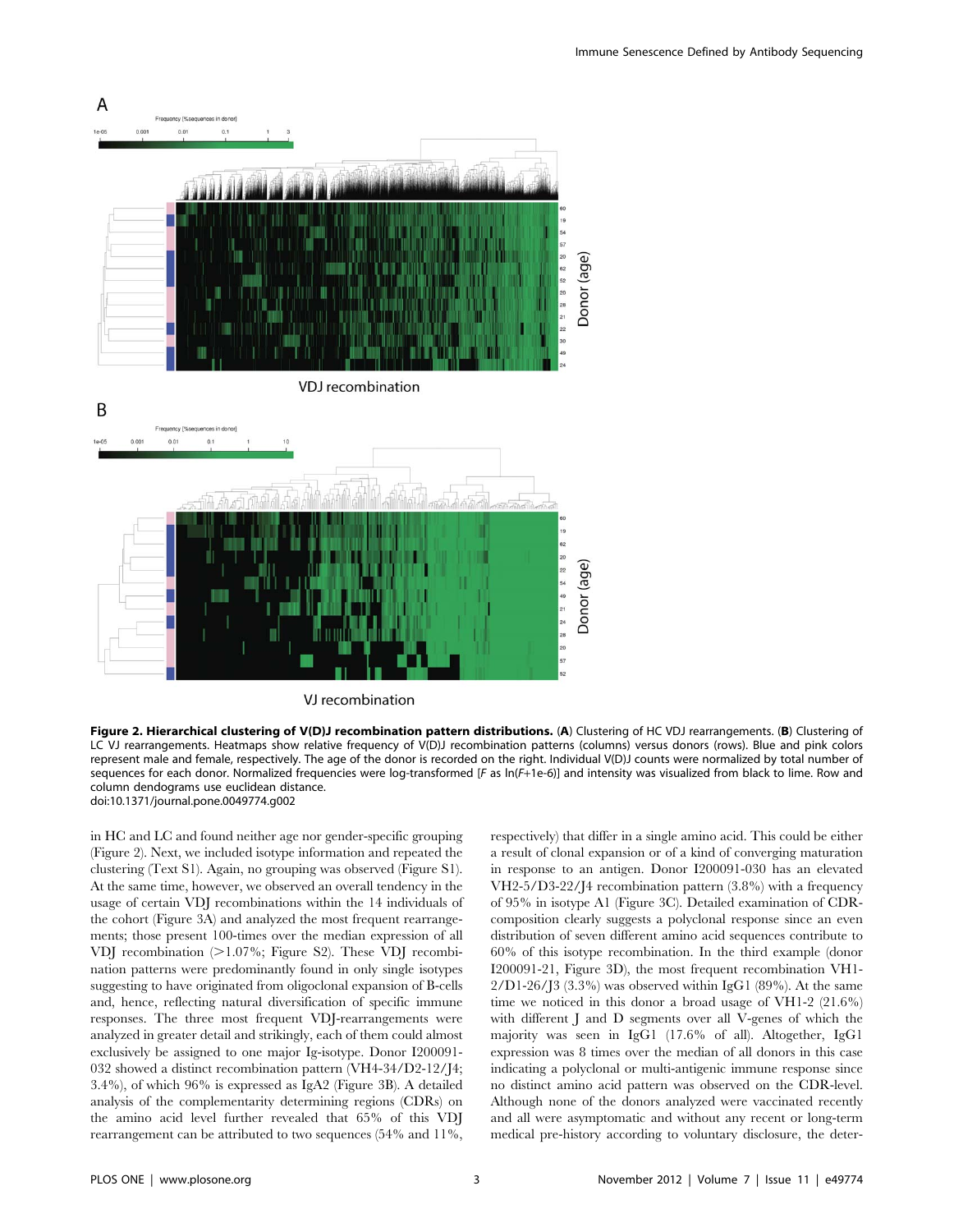**Figure 2. Hierarchical clustering of V(D)J recombination pattern distributions.** (**A**) Clustering of HC VDJ rearrangements. (**B**) Clustering of LC VJ rearrangements. Heatmaps show relative frequency of V(D)J recombination patterns (columns) versus donors (rows). Blue and pink colors represent male and female, respectively. The age of the donor is recorded on the right. Individual V(D)J counts were normalized by total number of sequences for each donor. Normalized frequencies were log-transformed [$F$ as ln($F$+1e-6)] and intensity was visualized from black to lime. Row and column dendograms use euclidean distance.
doi:10.1371/journal.pone.0049774.g002

in HC and LC and found neither age nor gender-specific grouping (Figure 2). Next, we included isotype information and repeated the clustering (Text S1). Again, no grouping was observed (Figure S1). At the same time, however, we observed an overall tendency in the usage of certain VDJ recombinations within the 14 individuals of the cohort (Figure 3A) and analyzed the most frequent rearrangements; those present 100-times over the median expression of all VDJ recombination (>1.07%; Figure S2). These VDJ recombination patterns were predominantly found in only single isotypes suggesting to have originated from oligoclonal expansion of B-cells and, hence, reflecting natural diversification of specific immune responses. The three most frequent VDJ-rearrangements were analyzed in greater detail and strikingly, each of them could almost exclusively be assigned to one major Ig-isotype. Donor I200091-032 showed a distinct recombination pattern (VH4-34/D2-12/J4; 3.4%), of which 96% is expressed as IgA2 (Figure 3B). A detailed analysis of the complementarity determining regions (CDRs) on the amino acid level further revealed that 65% of this VDJ rearrangement can be attributed to two sequences (54% and 11%, respectively) that differ in a single amino acid. This could be either a result of clonal expansion or of a kind of converging maturation in response to an antigen. Donor I200091-030 has an elevated VH2-5/D3-22/J4 recombination pattern (3.8%) with a frequency of 95% in isotype A1 (Figure 3C). Detailed examination of CDR-composition clearly suggests a polyclonal response since an even distribution of seven different amino acid sequences contribute to 60% of this isotype recombination. In the third example (donor I200091-21, Figure 3D), the most frequent recombination VH1-2/D1-26/J3 (3.3%) was observed within IgG1 (89%). At the same time we noticed in this donor a broad usage of VH1-2 (21.6%) with different J and D segments over all V-genes of which the majority was seen in IgG1 (17.6% of all). Altogether, IgG1 expression was 8 times over the median of all donors in this case indicating a polyclonal or multi-antigenic immune response since no distinct amino acid pattern was observed on the CDR-level. Although none of the donors analyzed were vaccinated recently and all were asymptomatic and without any recent or long-term medical pre-history according to voluntary disclosure, the deter-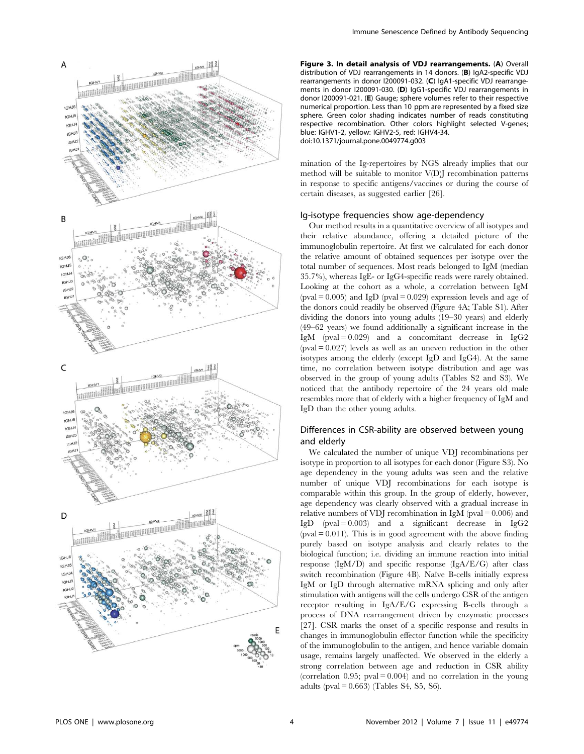**Figure 3. In detail analysis of VDJ rearrangements.** (**A**) Overall distribution of VDJ rearrangements in 14 donors. (**B**) IgA2-specific VDJ rearrangements in donor I200091-032. (**C**) IgA1-specific VDJ rearrangements in donor I200091-030. (**D**) IgG1-specific VDJ rearrangements in donor I200091-021. (**E**) Gauge; sphere volumes refer to their respective numerical proportion. Less than 10 ppm are represented by a fixed size sphere. Green color shading indicates number of reads constituting respective recombination. Other colors highlight selected V-genes; blue: IGHV1-2, yellow: IGHV2-5, red: IGHV4-34.
doi:10.1371/journal.pone.0049774.g003

mination of the Ig-repertoires by NGS already implies that our method will be suitable to monitor V(D)J recombination patterns in response to specific antigens/vaccines or during the course of certain diseases, as suggested earlier [26].

## Ig-isotype frequencies show age-dependency

Our method results in a quantitative overview of all isotypes and their relative abundance, offering a detailed picture of the immunoglobulin repertoire. At first we calculated for each donor the relative amount of obtained sequences per isotype over the total number of sequences. Most reads belonged to IgM (median 35.7%), whereas IgE- or IgG4-specific reads were rarely obtained. Looking at the cohort as a whole, a correlation between IgM (pval = 0.005) and IgD (pval = 0.029) expression levels and age of the donors could readily be observed (Figure 4A; Table S1). After dividing the donors into young adults (19–30 years) and elderly (49–62 years) we found additionally a significant increase in the IgM (pval = 0.029) and a concomitant decrease in IgG2 (pval = 0.027) levels as well as an uneven reduction in the other isotypes among the elderly (except IgD and IgG4). At the same time, no correlation between isotype distribution and age was observed in the group of young adults (Tables S2 and S3). We noticed that the antibody repertoire of the 24 years old male resembles more that of elderly with a higher frequency of IgM and IgD than the other young adults.

## Differences in CSR-ability are observed between young and elderly

We calculated the number of unique VDJ recombinations per isotype in proportion to all isotypes for each donor (Figure S3). No age dependency in the young adults was seen and the relative number of unique VDJ recombinations for each isotype is comparable within this group. In the group of elderly, however, age dependency was clearly observed with a gradual increase in relative numbers of VDJ recombination in IgM (pval = 0.006) and IgD (pval = 0.003) and a significant decrease in IgG2 (pval = 0.011). This is in good agreement with the above finding purely based on isotype analysis and clearly relates to the biological function; i.e. dividing an immune reaction into initial response (IgM/D) and specific response (IgA/E/G) after class switch recombination (Figure 4B). Naïve B-cells initially express IgM or IgD through alternative mRNA splicing and only after stimulation with antigens will the cells undergo CSR of the antigen receptor resulting in IgA/E/G expressing B-cells through a process of DNA rearrangement driven by enzymatic processes [27]. CSR marks the onset of a specific response and results in changes in immunoglobulin effector function while the specificity of the immunoglobulin to the antigen, and hence variable domain usage, remains largely unaffected. We observed in the elderly a strong correlation between age and reduction in CSR ability (correlation 0.95; pval = 0.004) and no correlation in the young adults (pval = 0.663) (Tables S4, S5, S6).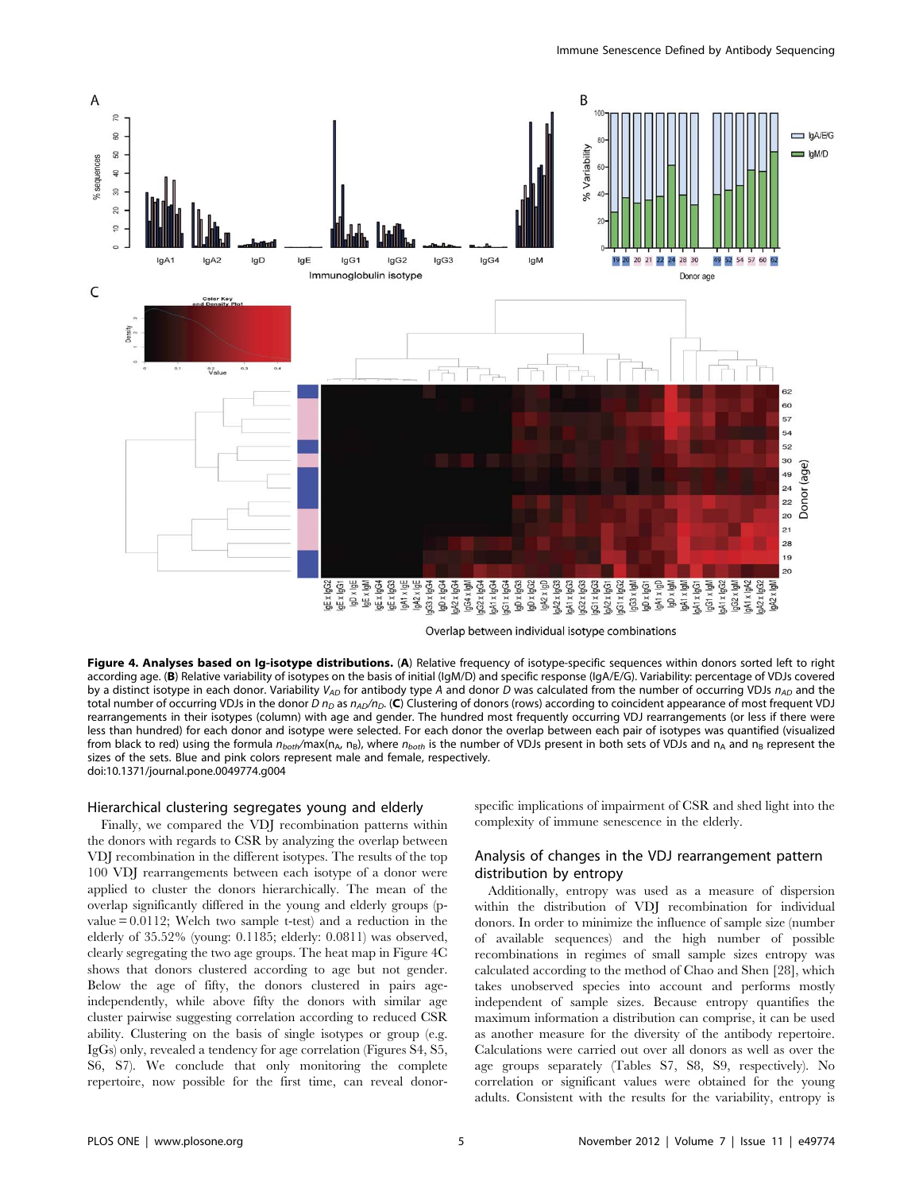**Figure 4. Analyses based on Ig-isotype distributions.** (**A**) Relative frequency of isotype-specific sequences within donors sorted left to right according age. (**B**) Relative variability of isotypes on the basis of initial (IgM/D) and specific response (IgA/E/G). Variability: percentage of VDJs covered by a distinct isotype in each donor. Variability $V_{AD}$ for antibody type *A* and donor *D* was calculated from the number of occurring VDJs $n_{AD}$ and the total number of occurring VDJs in the donor *D* $n_D$ as $n_{AD}/n_D$. (**C**) Clustering of donors (rows) according to coincident appearance of most frequent VDJ rearrangements in their isotypes (column) with age and gender. The hundred most frequently occurring VDJ rearrangements (or less if there were less than hundred) for each donor and isotype were selected. For each donor the overlap between each pair of isotypes was quantified (visualized from black to red) using the formula $n_{both}/\max(n_A, n_B)$, where $n_{both}$ is the number of VDJs present in both sets of VDJs and $n_A$ and $n_B$ represent the sizes of the sets. Blue and pink colors represent male and female, respectively.
doi:10.1371/journal.pone.0049774.g004

### Hierarchical clustering segregates young and elderly

Finally, we compared the VDJ recombination patterns within the donors with regards to CSR by analyzing the overlap between VDJ recombination in the different isotypes. The results of the top 100 VDJ rearrangements between each isotype of a donor were applied to cluster the donors hierarchically. The mean of the overlap significantly differed in the young and elderly groups (p-value = 0.0112; Welch two sample t-test) and a reduction in the elderly of 35.52% (young: 0.1185; elderly: 0.0811) was observed, clearly segregating the two age groups. The heat map in Figure 4C shows that donors clustered according to age but not gender. Below the age of fifty, the donors clustered in pairs age-independently, while above fifty the donors with similar age cluster pairwise suggesting correlation according to reduced CSR ability. Clustering on the basis of single isotypes or group (e.g. IgGs) only, revealed a tendency for age clustering (Figures S4, S5, S6, S7). We conclude that only monitoring the complete repertoire, now possible for the first time, can reveal donor-specific implications of impairment of CSR and shed light into the complexity of immune senescence in the elderly.

### Analysis of changes in the VDJ rearrangement pattern distribution by entropy

Additionally, entropy was used as a measure of dispersion within the distribution of VDJ recombination for individual donors. In order to minimize the influence of sample size (number of available sequences) and the high number of possible recombinations in regimes of small sample sizes entropy was calculated according to the method of Chao and Shen [28], which takes unobserved species into account and performs mostly independent of sample sizes. Because entropy quantifies the maximum information a distribution can comprise, it can be used as another measure for the diversity of the antibody repertoire. Calculations were carried out over all donors as well as over the age groups separately (Tables S7, S8, S9, respectively). No correlation or significant values were obtained for the young adults. Consistent with the results for the variability, entropy is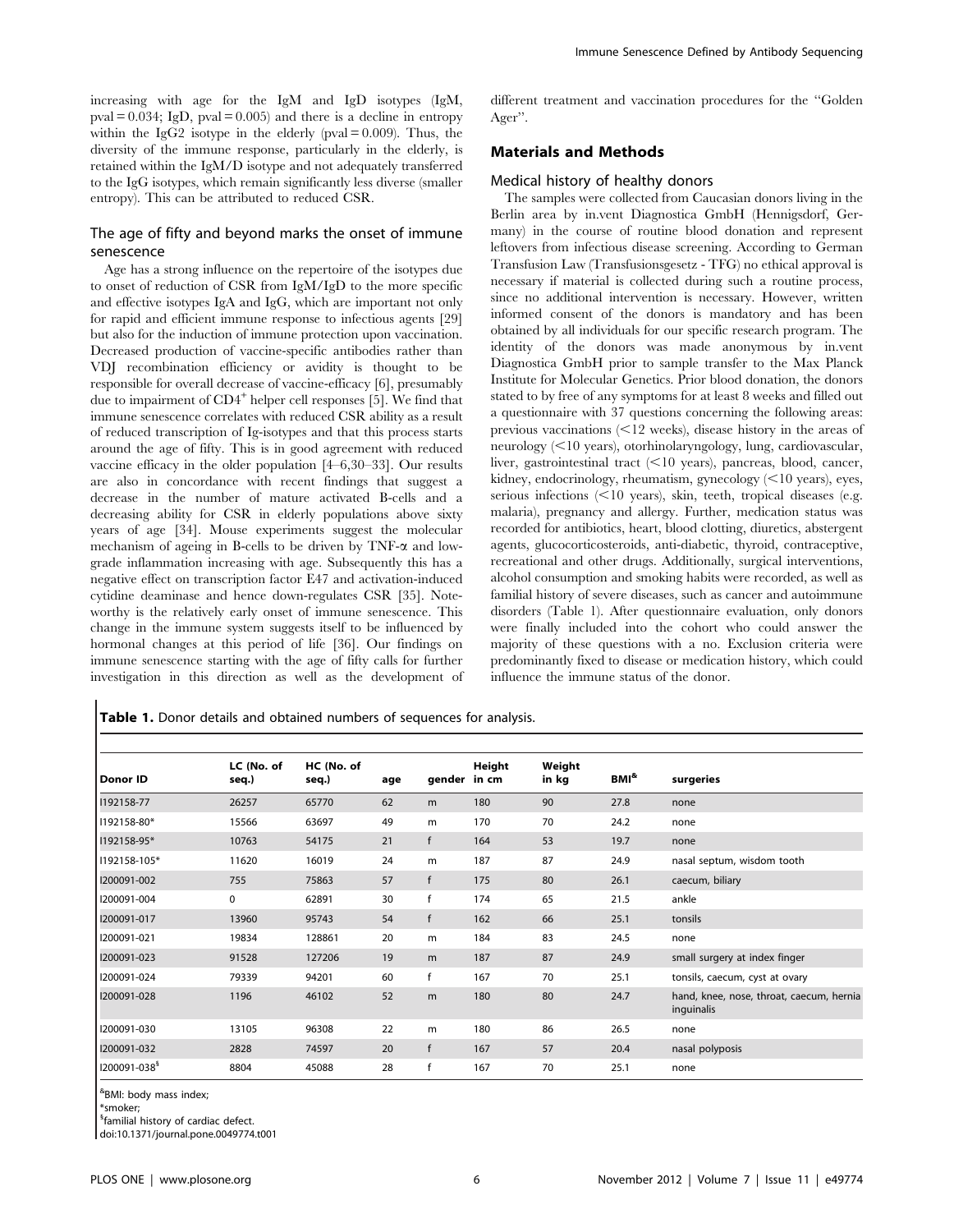increasing with age for the IgM and IgD isotypes (IgM, pval = 0.034; IgD, pval = 0.005) and there is a decline in entropy within the IgG2 isotype in the elderly (pval = 0.009). Thus, the diversity of the immune response, particularly in the elderly, is retained within the IgM/D isotype and not adequately transferred to the IgG isotypes, which remain significantly less diverse (smaller entropy). This can be attributed to reduced CSR.

### The age of fifty and beyond marks the onset of immune senescence

Age has a strong influence on the repertoire of the isotypes due to onset of reduction of CSR from IgM/IgD to the more specific and effective isotypes IgA and IgG, which are important not only for rapid and efficient immune response to infectious agents [29] but also for the induction of immune protection upon vaccination. Decreased production of vaccine-specific antibodies rather than VDJ recombination efficiency or avidity is thought to be responsible for overall decrease of vaccine-efficacy [6], presumably due to impairment of $CD4^{+}$ helper cell responses [5]. We find that immune senescence correlates with reduced CSR ability as a result of reduced transcription of Ig-isotypes and that this process starts around the age of fifty. This is in good agreement with reduced vaccine efficacy in the older population [4–6,30–33]. Our results are also in concordance with recent findings that suggest a decrease in the number of mature activated B-cells and a decreasing ability for CSR in elderly populations above sixty years of age [34]. Mouse experiments suggest the molecular mechanism of ageing in B-cells to be driven by TNF-$\alpha$ and low-grade inflammation increasing with age. Subsequently this has a negative effect on transcription factor E47 and activation-induced cytidine deaminase and hence down-regulates CSR [35]. Noteworthy is the relatively early onset of immune senescence. This change in the immune system suggests itself to be influenced by hormonal changes at this period of life [36]. Our findings on immune senescence starting with the age of fifty calls for further investigation in this direction as well as the development of different treatment and vaccination procedures for the "Golden Ager".

## Materials and Methods

### Medical history of healthy donors

The samples were collected from Caucasian donors living in the Berlin area by in.vent Diagnostica GmbH (Hennigsdorf, Germany) in the course of routine blood donation and represent leftovers from infectious disease screening. According to German Transfusion Law (Transfusionsgesetz - TFG) no ethical approval is necessary if material is collected during such a routine process, since no additional intervention is necessary. However, written informed consent of the donors is mandatory and has been obtained by all individuals for our specific research program. The identity of the donors was made anonymous by in.vent Diagnostica GmbH prior to sample transfer to the Max Planck Institute for Molecular Genetics. Prior blood donation, the donors stated to by free of any symptoms for at least 8 weeks and filled out a questionnaire with 37 questions concerning the following areas: previous vaccinations (<12 weeks), disease history in the areas of neurology (<10 years), otorhinolaryngology, lung, cardiovascular, liver, gastrointestinal tract (<10 years), pancreas, blood, cancer, kidney, endocrinology, rheumatism, gynecology (<10 years), eyes, serious infections (<10 years), skin, teeth, tropical diseases (e.g. malaria), pregnancy and allergy. Further, medication status was recorded for antibiotics, heart, blood clotting, diuretics, abstergent agents, glucocorticosteroids, anti-diabetic, thyroid, contraceptive, recreational and other drugs. Additionally, surgical interventions, alcohol consumption and smoking habits were recorded, as well as familial history of severe diseases, such as cancer and autoimmune disorders (Table 1). After questionnaire evaluation, only donors were finally included into the cohort who could answer the majority of these questions with a no. Exclusion criteria were predominantly fixed to disease or medication history, which could influence the immune status of the donor.

**Table 1.** Donor details and obtained numbers of sequences for analysis.

| Donor ID | LC (No. of seq.) | HC (No. of seq.) | age | gender | Height in cm | Weight in kg | BMI[&] | surgeries |
|---|---|---|---|---|---|---|---|---|
| I192158-77 | 26257 | 65770 | 62 | m | 180 | 90 | 27.8 | none |
| I192158-80* | 15566 | 63697 | 49 | m | 170 | 70 | 24.2 | none |
| I192158-95* | 10763 | 54175 | 21 | f | 164 | 53 | 19.7 | none |
| I192158-105* | 11620 | 16019 | 24 | m | 187 | 87 | 24.9 | nasal septum, wisdom tooth |
| I200091-002 | 755 | 75863 | 57 | f | 175 | 80 | 26.1 | caecum, biliary |
| I200091-004 | 0 | 62891 | 30 | f | 174 | 65 | 21.5 | ankle |
| I200091-017 | 13960 | 95743 | 54 | f | 162 | 66 | 25.1 | tonsils |
| I200091-021 | 19834 | 128861 | 20 | m | 184 | 83 | 24.5 | none |
| I200091-023 | 91528 | 127206 | 19 | m | 187 | 87 | 24.9 | small surgery at index finger |
| I200091-024 | 79339 | 94201 | 60 | f | 167 | 70 | 25.1 | tonsils, caecum, cyst at ovary |
| I200091-028 | 1196 | 46102 | 52 | m | 180 | 80 | 24.7 | hand, knee, nose, throat, caecum, hernia inguinalis |
| I200091-030 | 13105 | 96308 | 22 | m | 180 | 86 | 26.5 | none |
| I200091-032 | 2828 | 74597 | 20 | f | 167 | 57 | 20.4 | nasal polyposis |
| I200091-038[$] | 8804 | 45088 | 28 | f | 167 | 70 | 25.1 | none |

[&]BMI: body mass index;
*smoker;
[$]familial history of cardiac defect.
doi:10.1371/journal.pone.0049774.t001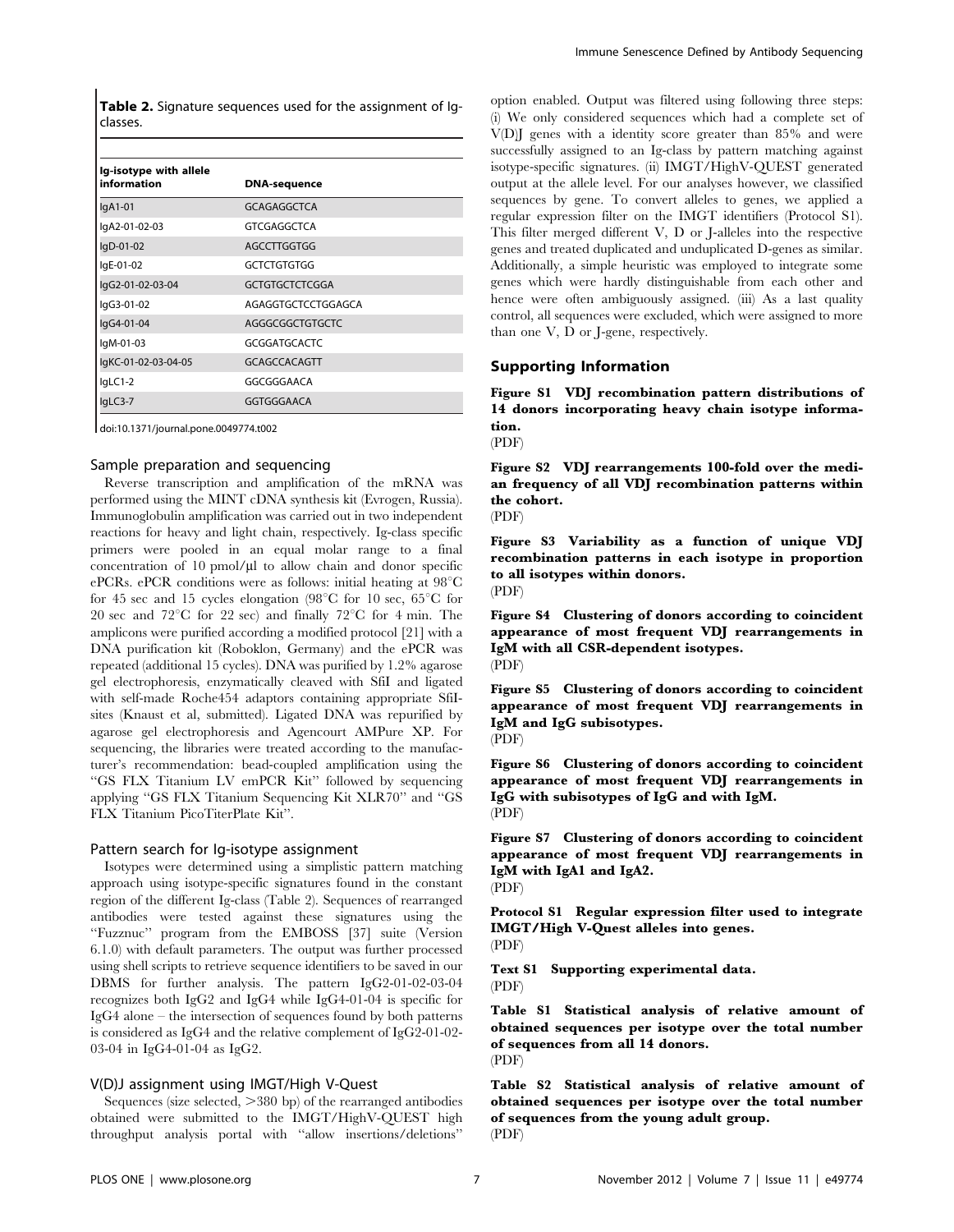**Table 2.** Signature sequences used for the assignment of Ig-classes.

| Ig-isotype with allele information | DNA-sequence |
|---|---|
| IgA1-01 | GCAGAGGCTCA |
| IgA2-01-02-03 | GTCGAGGCTCA |
| IgD-01-02 | AGCCTTGGTGG |
| IgE-01-02 | GCTCTGTGTGG |
| IgG2-01-02-03-04 | GCTGTGCTCTCGGA |
| IgG3-01-02 | AGAGGTGCTCCTGGAGCA |
| IgG4-01-04 | AGGGCGGCTGTGCTC |
| IgM-01-03 | GCGGATGCACTC |
| IgKC-01-02-03-04-05 | GCAGCCACAGTT |
| IgLC1-2 | GGCGGGAACA |
| IgLC3-7 | GGTGGGAACA |

doi:10.1371/journal.pone.0049774.t002

### Sample preparation and sequencing

Reverse transcription and amplification of the mRNA was performed using the MINT cDNA synthesis kit (Evrogen, Russia). Immunoglobulin amplification was carried out in two independent reactions for heavy and light chain, respectively. Ig-class specific primers were pooled in an equal molar range to a final concentration of 10 pmol/µl to allow chain and donor specific ePCRs. ePCR conditions were as follows: initial heating at 98°C for 45 sec and 15 cycles elongation (98°C for 10 sec, 65°C for 20 sec and 72°C for 22 sec) and finally 72°C for 4 min. The amplicons were purified according a modified protocol [21] with a DNA purification kit (Roboklon, Germany) and the ePCR was repeated (additional 15 cycles). DNA was purified by 1.2% agarose gel electrophoresis, enzymatically cleaved with SfiI and ligated with self-made Roche454 adaptors containing appropriate SfiI-sites (Knaust et al, submitted). Ligated DNA was repurified by agarose gel electrophoresis and Agencourt AMPure XP. For sequencing, the libraries were treated according to the manufacturer's recommendation: bead-coupled amplification using the "GS FLX Titanium LV emPCR Kit" followed by sequencing applying "GS FLX Titanium Sequencing Kit XLR70" and "GS FLX Titanium PicoTiterPlate Kit".

### Pattern search for Ig-isotype assignment

Isotypes were determined using a simplistic pattern matching approach using isotype-specific signatures found in the constant region of the different Ig-class (Table 2). Sequences of rearranged antibodies were tested against these signatures using the "Fuzznuc" program from the EMBOSS [37] suite (Version 6.1.0) with default parameters. The output was further processed using shell scripts to retrieve sequence identifiers to be saved in our DBMS for further analysis. The pattern IgG2-01-02-03-04 recognizes both IgG2 and IgG4 while IgG4-01-04 is specific for IgG4 alone – the intersection of sequences found by both patterns is considered as IgG4 and the relative complement of IgG2-01-02-03-04 in IgG4-01-04 as IgG2.

### V(D)J assignment using IMGT/High V-Quest

Sequences (size selected, >380 bp) of the rearranged antibodies obtained were submitted to the IMGT/HighV-QUEST high throughput analysis portal with "allow insertions/deletions" option enabled. Output was filtered using following three steps: (i) We only considered sequences which had a complete set of V(D)J genes with a identity score greater than 85% and were successfully assigned to an Ig-class by pattern matching against isotype-specific signatures. (ii) IMGT/HighV-QUEST generated output at the allele level. For our analyses however, we classified sequences by gene. To convert alleles to genes, we applied a regular expression filter on the IMGT identifiers (Protocol S1). This filter merged different V, D or J-alleles into the respective genes and treated duplicated and unduplicated D-genes as similar. Additionally, a simple heuristic was employed to integrate some genes which were hardly distinguishable from each other and hence were often ambiguously assigned. (iii) As a last quality control, all sequences were excluded, which were assigned to more than one V, D or J-gene, respectively.

## Supporting Information

**Figure S1 VDJ recombination pattern distributions of 14 donors incorporating heavy chain isotype information.**
(PDF)

**Figure S2 VDJ rearrangements 100-fold over the median frequency of all VDJ recombination patterns within the cohort.**
(PDF)

**Figure S3 Variability as a function of unique VDJ recombination patterns in each isotype in proportion to all isotypes within donors.**
(PDF)

**Figure S4 Clustering of donors according to coincident appearance of most frequent VDJ rearrangements in IgM with all CSR-dependent isotypes.**
(PDF)

**Figure S5 Clustering of donors according to coincident appearance of most frequent VDJ rearrangements in IgM and IgG subisotypes.**
(PDF)

**Figure S6 Clustering of donors according to coincident appearance of most frequent VDJ rearrangements in IgG with subisotypes of IgG and with IgM.**
(PDF)

**Figure S7 Clustering of donors according to coincident appearance of most frequent VDJ rearrangements in IgM with IgA1 and IgA2.**
(PDF)

**Protocol S1 Regular expression filter used to integrate IMGT/High V-Quest alleles into genes.**
(PDF)

**Text S1 Supporting experimental data.**
(PDF)

**Table S1 Statistical analysis of relative amount of obtained sequences per isotype over the total number of sequences from all 14 donors.**
(PDF)

**Table S2 Statistical analysis of relative amount of obtained sequences per isotype over the total number of sequences from the young adult group.**
(PDF)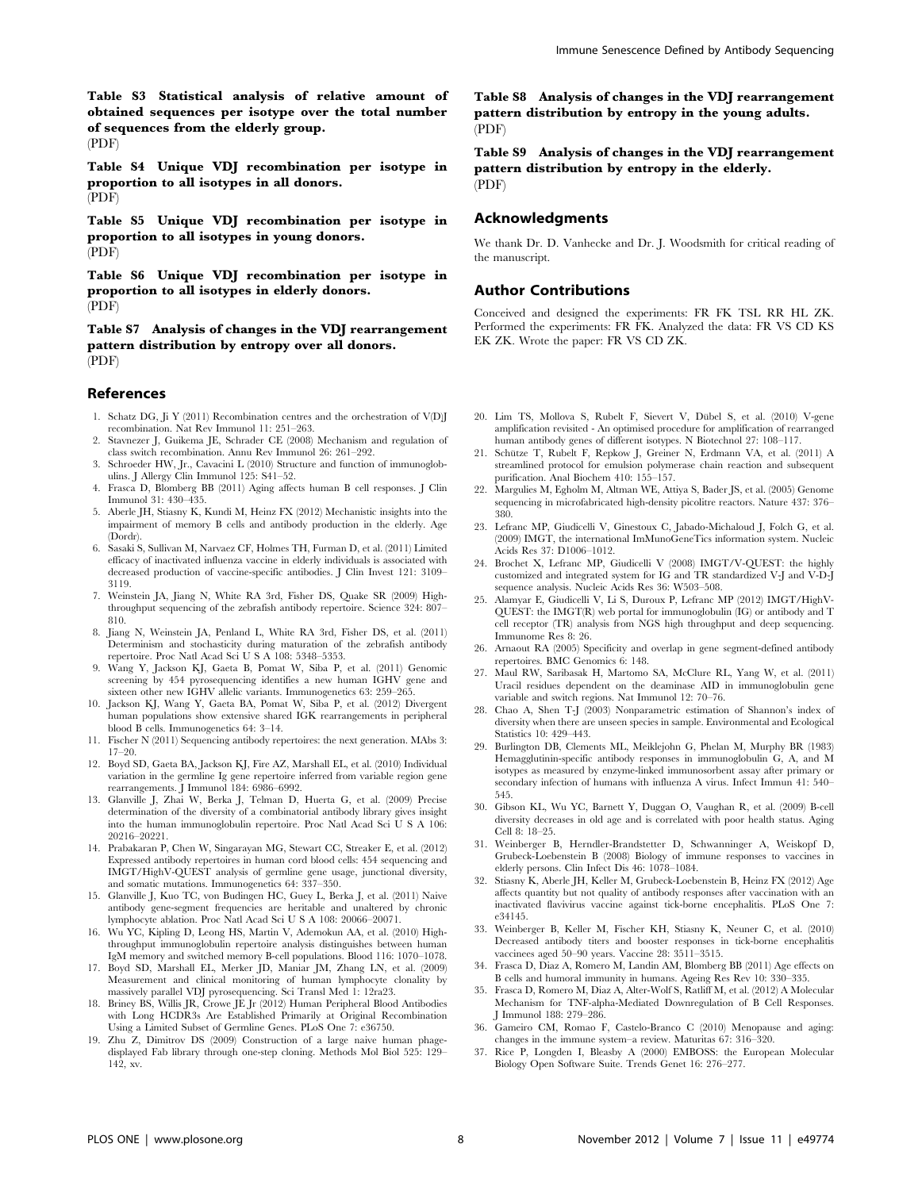**Table S3 Statistical analysis of relative amount of obtained sequences per isotype over the total number of sequences from the elderly group.**
(PDF)

**Table S4 Unique VDJ recombination per isotype in proportion to all isotypes in all donors.**
(PDF)

**Table S5 Unique VDJ recombination per isotype in proportion to all isotypes in young donors.**
(PDF)

**Table S6 Unique VDJ recombination per isotype in proportion to all isotypes in elderly donors.**
(PDF)

**Table S7 Analysis of changes in the VDJ rearrangement pattern distribution by entropy over all donors.**
(PDF)

**Table S8 Analysis of changes in the VDJ rearrangement pattern distribution by entropy in the young adults.**
(PDF)

**Table S9 Analysis of changes in the VDJ rearrangement pattern distribution by entropy in the elderly.**
(PDF)

## Acknowledgments

We thank Dr. D. Vanhecke and Dr. J. Woodsmith for critical reading of the manuscript.

## Author Contributions

Conceived and designed the experiments: FR FK TSL RR HL ZK. Performed the experiments: FR FK. Analyzed the data: FR VS CD KS EK ZK. Wrote the paper: FR VS CD ZK.

## References

1. Schatz DG, Ji Y (2011) Recombination centres and the orchestration of V(D)J recombination. Nat Rev Immunol 11: 251–263.
2. Stavnezer J, Guikema JE, Schrader CE (2008) Mechanism and regulation of class switch recombination. Annu Rev Immunol 26: 261–292.
3. Schroeder HW, Jr., Cavacini L (2010) Structure and function of immunoglobulins. J Allergy Clin Immunol 125: S41–52.
4. Frasca D, Blomberg BB (2011) Aging affects human B cell responses. J Clin Immunol 31: 430–435.
5. Aberle JH, Stiasny K, Kundi M, Heinz FX (2012) Mechanistic insights into the impairment of memory B cells and antibody production in the elderly. Age (Dordr).
6. Sasaki S, Sullivan M, Narvaez CF, Holmes TH, Furman D, et al. (2011) Limited efficacy of inactivated influenza vaccine in elderly individuals is associated with decreased production of vaccine-specific antibodies. J Clin Invest 121: 3109–3119.
7. Weinstein JA, Jiang N, White RA 3rd, Fisher DS, Quake SR (2009) High-throughput sequencing of the zebrafish antibody repertoire. Science 324: 807–810.
8. Jiang N, Weinstein JA, Penland L, White RA 3rd, Fisher DS, et al. (2011) Determinism and stochasticity during maturation of the zebrafish antibody repertoire. Proc Natl Acad Sci U S A 108: 5348–5353.
9. Wang Y, Jackson KJ, Gaeta B, Pomat W, Siba P, et al. (2011) Genomic screening by 454 pyrosequencing identifies a new human IGHV gene and sixteen other new IGHV allelic variants. Immunogenetics 63: 259–265.
10. Jackson KJ, Wang Y, Gaeta BA, Pomat W, Siba P, et al. (2012) Divergent human populations show extensive shared IGK rearrangements in peripheral blood B cells. Immunogenetics 64: 3–14.
11. Fischer N (2011) Sequencing antibody repertoires: the next generation. MAbs 3: 17–20.
12. Boyd SD, Gaeta BA, Jackson KJ, Fire AZ, Marshall EL, et al. (2010) Individual variation in the germline Ig gene repertoire inferred from variable region gene rearrangements. J Immunol 184: 6986–6992.
13. Glanville J, Zhai W, Berka J, Telman D, Huerta G, et al. (2009) Precise determination of the diversity of a combinatorial antibody library gives insight into the human immunoglobulin repertoire. Proc Natl Acad Sci U S A 106: 20216–20221.
14. Prabakaran P, Chen W, Singarayan MG, Stewart CC, Streaker E, et al. (2012) Expressed antibody repertoires in human cord blood cells: 454 sequencing and IMGT/HighV-QUEST analysis of germline gene usage, junctional diversity, and somatic mutations. Immunogenetics 64: 337–350.
15. Glanville J, Kuo TC, von Budingen HC, Guey L, Berka J, et al. (2011) Naive antibody gene-segment frequencies are heritable and unaltered by chronic lymphocyte ablation. Proc Natl Acad Sci U S A 108: 20066–20071.
16. Wu YC, Kipling D, Leong HS, Martin V, Ademokun AA, et al. (2010) High-throughput immunoglobulin repertoire analysis distinguishes between human IgM memory and switched memory B-cell populations. Blood 116: 1070–1078.
17. Boyd SD, Marshall EL, Merker JD, Maniar JM, Zhang LN, et al. (2009) Measurement and clinical monitoring of human lymphocyte clonality by massively parallel VDJ pyrosequencing. Sci Transl Med 1: 12ra23.
18. Briney BS, Willis JR, Crowe JE Jr (2012) Human Peripheral Blood Antibodies with Long HCDR3s Are Established Primarily at Original Recombination Using a Limited Subset of Germline Genes. PLoS One 7: e36750.
19. Zhu Z, Dimitrov DS (2009) Construction of a large naive human phage-displayed Fab library through one-step cloning. Methods Mol Biol 525: 129–142, xv.
20. Lim TS, Mollova S, Rubelt F, Sievert V, Dübel S, et al. (2010) V-gene amplification revisited - An optimised procedure for amplification of rearranged human antibody genes of different isotypes. N Biotechnol 27: 108–117.
21. Schütze T, Rubelt F, Repkow J, Greiner N, Erdmann VA, et al. (2011) A streamlined protocol for emulsion polymerase chain reaction and subsequent purification. Anal Biochem 410: 155–157.
22. Margulies M, Egholm M, Altman WE, Attiya S, Bader JS, et al. (2005) Genome sequencing in microfabricated high-density picolitre reactors. Nature 437: 376–380.
23. Lefranc MP, Giudicelli V, Ginestoux C, Jabado-Michaloud J, Folch G, et al. (2009) IMGT, the international ImMunoGeneTics information system. Nucleic Acids Res 37: D1006–1012.
24. Brochet X, Lefranc MP, Giudicelli V (2008) IMGT/V-QUEST: the highly customized and integrated system for IG and TR standardized V-J and V-D-J sequence analysis. Nucleic Acids Res 36: W503–508.
25. Alamyar E, Giudicelli V, Li S, Duroux P, Lefranc MP (2012) IMGT/HighV-QUEST: the IMGT(R) web portal for immunoglobulin (IG) or antibody and T cell receptor (TR) analysis from NGS high throughput and deep sequencing. Immunome Res 8: 26.
26. Arnaout RA (2005) Specificity and overlap in gene segment-defined antibody repertoires. BMC Genomics 6: 148.
27. Maul RW, Saribasak H, Martomo SA, McClure RL, Yang W, et al. (2011) Uracil residues dependent on the deaminase AID in immunoglobulin gene variable and switch regions. Nat Immunol 12: 70–76.
28. Chao A, Shen T-J (2003) Nonparametric estimation of Shannon's index of diversity when there are unseen species in sample. Environmental and Ecological Statistics 10: 429–443.
29. Burlington DB, Clements ML, Meiklejohn G, Phelan M, Murphy BR (1983) Hemagglutinin-specific antibody responses in immunoglobulin G, A, and M isotypes as measured by enzyme-linked immunosorbent assay after primary or secondary infection of humans with influenza A virus. Infect Immun 41: 540–545.
30. Gibson KL, Wu YC, Barnett Y, Duggan O, Vaughan R, et al. (2009) B-cell diversity decreases in old age and is correlated with poor health status. Aging Cell 8: 18–25.
31. Weinberger B, Herndler-Brandstetter D, Schwanninger A, Weiskopf D, Grubeck-Loebenstein B (2008) Biology of immune responses to vaccines in elderly persons. Clin Infect Dis 46: 1078–1084.
32. Stiasny K, Aberle JH, Keller M, Grubeck-Loebenstein B, Heinz FX (2012) Age affects quantity but not quality of antibody responses after vaccination with an inactivated flavivirus vaccine against tick-borne encephalitis. PLoS One 7: e34145.
33. Weinberger B, Keller M, Fischer KH, Stiasny K, Neuner C, et al. (2010) Decreased antibody titers and booster responses in tick-borne encephalitis vaccinees aged 50–90 years. Vaccine 28: 3511–3515.
34. Frasca D, Diaz A, Romero M, Landin AM, Blomberg BB (2011) Age effects on B cells and humoral immunity in humans. Ageing Res Rev 10: 330–335.
35. Frasca D, Romero M, Diaz A, Alter-Wolf S, Ratliff M, et al. (2012) A Molecular Mechanism for TNF-alpha-Mediated Downregulation of B Cell Responses. J Immunol 188: 279–286.
36. Gameiro CM, Romao F, Castelo-Branco C (2010) Menopause and aging: changes in the immune system–a review. Maturitas 67: 316–320.
37. Rice P, Longden I, Bleasby A (2000) EMBOSS: the European Molecular Biology Open Software Suite. Trends Genet 16: 276–277.